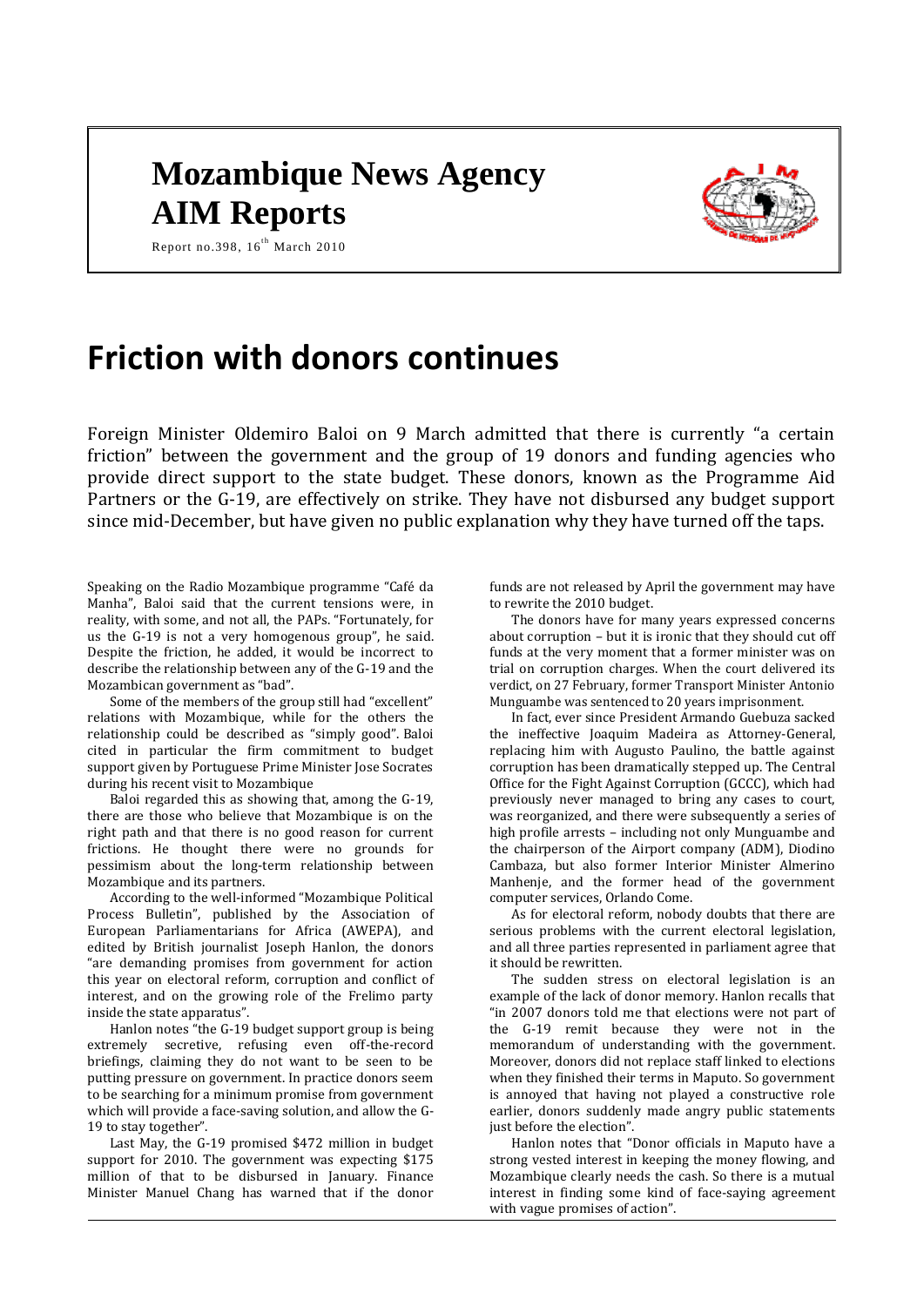# Mozambique News Agency
# AIM Reports

Report no.398, 16th March 2010

# Friction with donors continues

Foreign Minister Oldemiro Baloi on 9 March admitted that there is currently "a certain friction" between the government and the group of 19 donors and funding agencies who provide direct support to the state budget. These donors, known as the Programme Aid Partners or the G-19, are effectively on strike. They have not disbursed any budget support since mid-December, but have given no public explanation why they have turned off the taps.

Speaking on the Radio Mozambique programme "Café da Manha", Baloi said that the current tensions were, in reality, with some, and not all, the PAPs. "Fortunately, for us the G-19 is not a very homogenous group", he said. Despite the friction, he added, it would be incorrect to describe the relationship between any of the G-19 and the Mozambican government as "bad".

Some of the members of the group still had "excellent" relations with Mozambique, while for the others the relationship could be described as "simply good". Baloi cited in particular the firm commitment to budget support given by Portuguese Prime Minister Jose Socrates during his recent visit to Mozambique

Baloi regarded this as showing that, among the G-19, there are those who believe that Mozambique is on the right path and that there is no good reason for current frictions. He thought there were no grounds for pessimism about the long-term relationship between Mozambique and its partners.

According to the well-informed "Mozambique Political Process Bulletin", published by the Association of European Parliamentarians for Africa (AWEPA), and edited by British journalist Joseph Hanlon, the donors "are demanding promises from government for action this year on electoral reform, corruption and conflict of interest, and on the growing role of the Frelimo party inside the state apparatus".

Hanlon notes "the G-19 budget support group is being extremely secretive, refusing even off-the-record briefings, claiming they do not want to be seen to be putting pressure on government. In practice donors seem to be searching for a minimum promise from government which will provide a face-saving solution, and allow the G-19 to stay together".

Last May, the G-19 promised $472 million in budget support for 2010. The government was expecting $175 million of that to be disbursed in January. Finance Minister Manuel Chang has warned that if the donor funds are not released by April the government may have to rewrite the 2010 budget.

The donors have for many years expressed concerns about corruption – but it is ironic that they should cut off funds at the very moment that a former minister was on trial on corruption charges. When the court delivered its verdict, on 27 February, former Transport Minister Antonio Munguambe was sentenced to 20 years imprisonment.

In fact, ever since President Armando Guebuza sacked the ineffective Joaquim Madeira as Attorney-General, replacing him with Augusto Paulino, the battle against corruption has been dramatically stepped up. The Central Office for the Fight Against Corruption (GCCC), which had previously never managed to bring any cases to court, was reorganized, and there were subsequently a series of high profile arrests – including not only Munguambe and the chairperson of the Airport company (ADM), Diodino Cambaza, but also former Interior Minister Almerino Manhenje, and the former head of the government computer services, Orlando Come.

As for electoral reform, nobody doubts that there are serious problems with the current electoral legislation, and all three parties represented in parliament agree that it should be rewritten.

The sudden stress on electoral legislation is an example of the lack of donor memory. Hanlon recalls that "in 2007 donors told me that elections were not part of the G-19 remit because they were not in the memorandum of understanding with the government. Moreover, donors did not replace staff linked to elections when they finished their terms in Maputo. So government is annoyed that having not played a constructive role earlier, donors suddenly made angry public statements just before the election".

Hanlon notes that "Donor officials in Maputo have a strong vested interest in keeping the money flowing, and Mozambique clearly needs the cash. So there is a mutual interest in finding some kind of face-saying agreement with vague promises of action".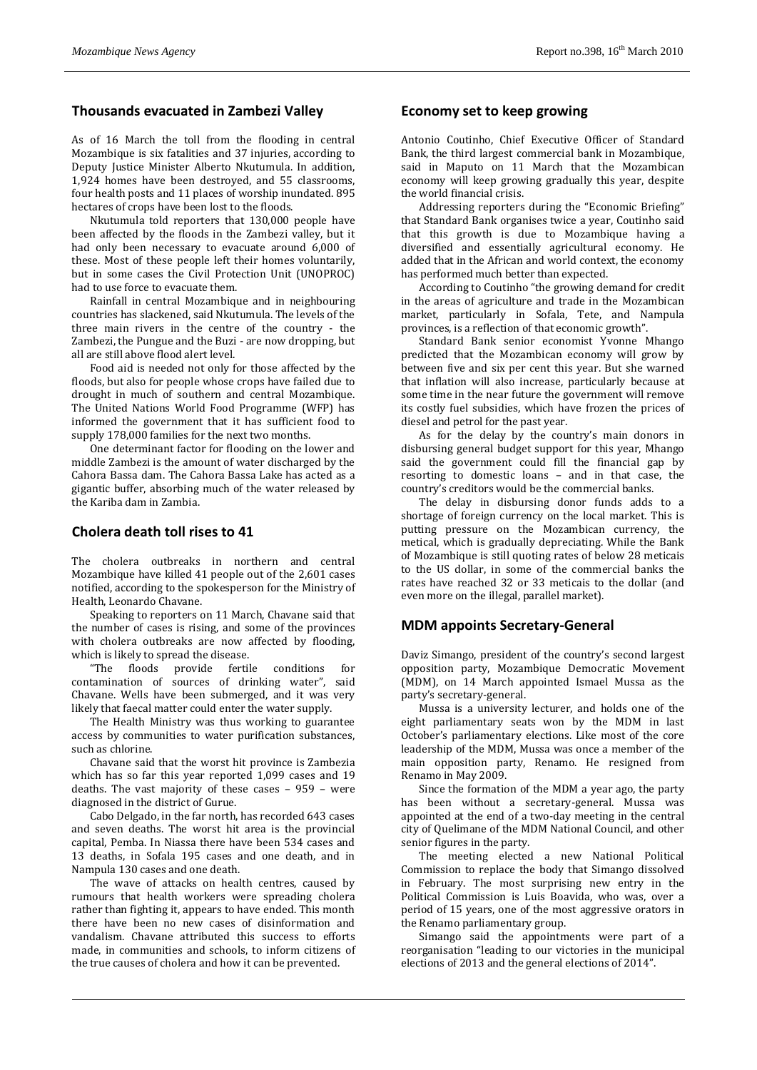## Thousands evacuated in Zambezi Valley

As of 16 March the toll from the flooding in central Mozambique is six fatalities and 37 injuries, according to Deputy Justice Minister Alberto Nkutumula. In addition, 1,924 homes have been destroyed, and 55 classrooms, four health posts and 11 places of worship inundated. 895 hectares of crops have been lost to the floods.

Nkutumula told reporters that 130,000 people have been affected by the floods in the Zambezi valley, but it had only been necessary to evacuate around 6,000 of these. Most of these people left their homes voluntarily, but in some cases the Civil Protection Unit (UNOPROC) had to use force to evacuate them.

Rainfall in central Mozambique and in neighbouring countries has slackened, said Nkutumula. The levels of the three main rivers in the centre of the country - the Zambezi, the Pungue and the Buzi - are now dropping, but all are still above flood alert level.

Food aid is needed not only for those affected by the floods, but also for people whose crops have failed due to drought in much of southern and central Mozambique. The United Nations World Food Programme (WFP) has informed the government that it has sufficient food to supply 178,000 families for the next two months.

One determinant factor for flooding on the lower and middle Zambezi is the amount of water discharged by the Cahora Bassa dam. The Cahora Bassa Lake has acted as a gigantic buffer, absorbing much of the water released by the Kariba dam in Zambia.

## Cholera death toll rises to 41

The cholera outbreaks in northern and central Mozambique have killed 41 people out of the 2,601 cases notified, according to the spokesperson for the Ministry of Health, Leonardo Chavane.

Speaking to reporters on 11 March, Chavane said that the number of cases is rising, and some of the provinces with cholera outbreaks are now affected by flooding, which is likely to spread the disease.

"The floods provide fertile conditions for contamination of sources of drinking water", said Chavane. Wells have been submerged, and it was very likely that faecal matter could enter the water supply.

The Health Ministry was thus working to guarantee access by communities to water purification substances, such as chlorine.

Chavane said that the worst hit province is Zambezia which has so far this year reported 1,099 cases and 19 deaths. The vast majority of these cases – 959 – were diagnosed in the district of Gurue.

Cabo Delgado, in the far north, has recorded 643 cases and seven deaths. The worst hit area is the provincial capital, Pemba. In Niassa there have been 534 cases and 13 deaths, in Sofala 195 cases and one death, and in Nampula 130 cases and one death.

The wave of attacks on health centres, caused by rumours that health workers were spreading cholera rather than fighting it, appears to have ended. This month there have been no new cases of disinformation and vandalism. Chavane attributed this success to efforts made, in communities and schools, to inform citizens of the true causes of cholera and how it can be prevented.

## Economy set to keep growing

Antonio Coutinho, Chief Executive Officer of Standard Bank, the third largest commercial bank in Mozambique, said in Maputo on 11 March that the Mozambican economy will keep growing gradually this year, despite the world financial crisis.

Addressing reporters during the "Economic Briefing" that Standard Bank organises twice a year, Coutinho said that this growth is due to Mozambique having a diversified and essentially agricultural economy. He added that in the African and world context, the economy has performed much better than expected.

According to Coutinho "the growing demand for credit in the areas of agriculture and trade in the Mozambican market, particularly in Sofala, Tete, and Nampula provinces, is a reflection of that economic growth".

Standard Bank senior economist Yvonne Mhango predicted that the Mozambican economy will grow by between five and six per cent this year. But she warned that inflation will also increase, particularly because at some time in the near future the government will remove its costly fuel subsidies, which have frozen the prices of diesel and petrol for the past year.

As for the delay by the country's main donors in disbursing general budget support for this year, Mhango said the government could fill the financial gap by resorting to domestic loans – and in that case, the country's creditors would be the commercial banks.

The delay in disbursing donor funds adds to a shortage of foreign currency on the local market. This is putting pressure on the Mozambican currency, the metical, which is gradually depreciating. While the Bank of Mozambique is still quoting rates of below 28 meticais to the US dollar, in some of the commercial banks the rates have reached 32 or 33 meticais to the dollar (and even more on the illegal, parallel market).

## MDM appoints Secretary-General

Daviz Simango, president of the country's second largest opposition party, Mozambique Democratic Movement (MDM), on 14 March appointed Ismael Mussa as the party's secretary-general.

Mussa is a university lecturer, and holds one of the eight parliamentary seats won by the MDM in last October's parliamentary elections. Like most of the core leadership of the MDM, Mussa was once a member of the main opposition party, Renamo. He resigned from Renamo in May 2009.

Since the formation of the MDM a year ago, the party has been without a secretary-general. Mussa was appointed at the end of a two-day meeting in the central city of Quelimane of the MDM National Council, and other senior figures in the party.

The meeting elected a new National Political Commission to replace the body that Simango dissolved in February. The most surprising new entry in the Political Commission is Luis Boavida, who was, over a period of 15 years, one of the most aggressive orators in the Renamo parliamentary group.

Simango said the appointments were part of a reorganisation "leading to our victories in the municipal elections of 2013 and the general elections of 2014".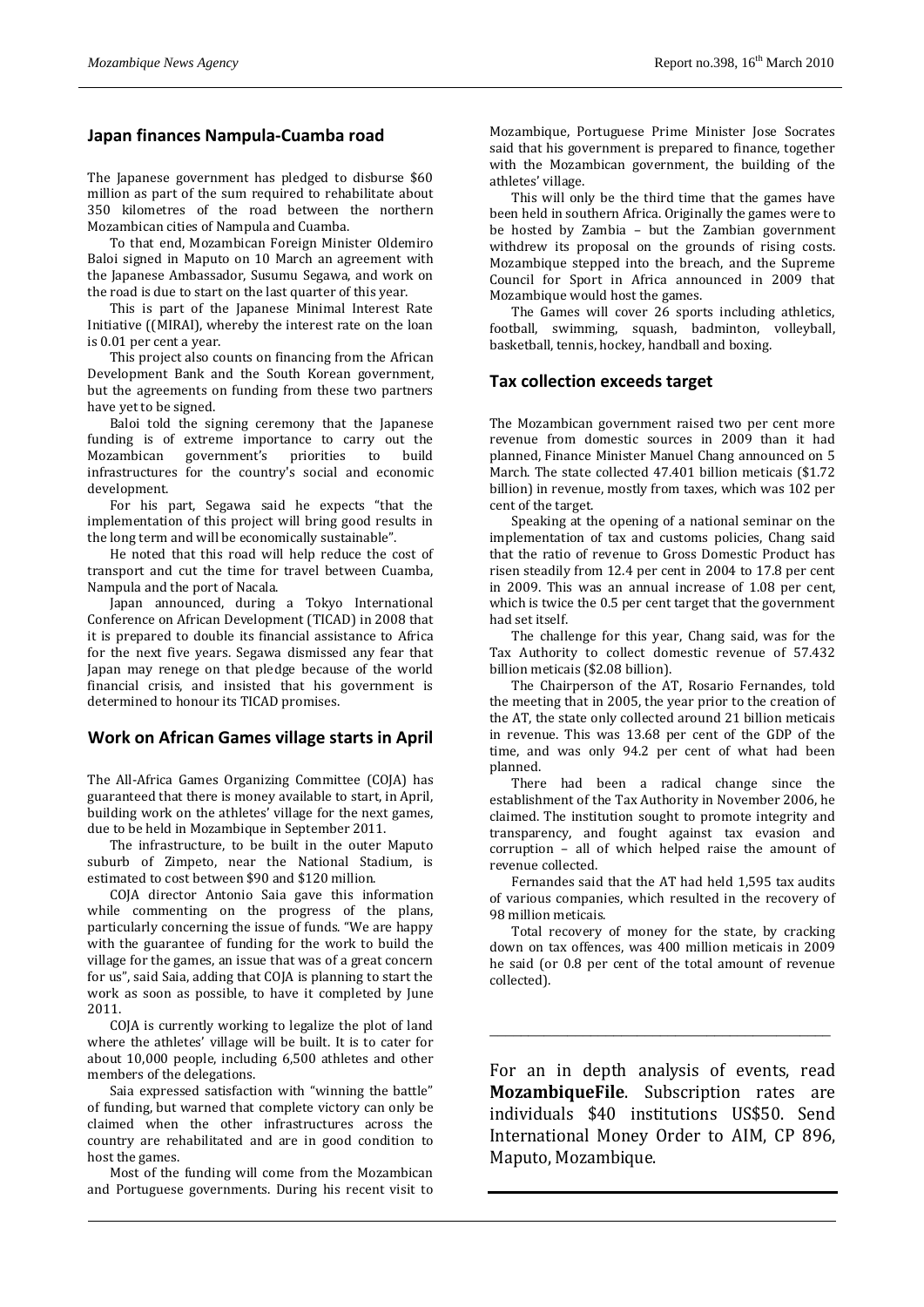## Japan finances Nampula-Cuamba road

The Japanese government has pledged to disburse $60 million as part of the sum required to rehabilitate about 350 kilometres of the road between the northern Mozambican cities of Nampula and Cuamba.

To that end, Mozambican Foreign Minister Oldemiro Baloi signed in Maputo on 10 March an agreement with the Japanese Ambassador, Susumu Segawa, and work on the road is due to start on the last quarter of this year.

This is part of the Japanese Minimal Interest Rate Initiative ((MIRAI), whereby the interest rate on the loan is 0.01 per cent a year.

This project also counts on financing from the African Development Bank and the South Korean government, but the agreements on funding from these two partners have yet to be signed.

Baloi told the signing ceremony that the Japanese funding is of extreme importance to carry out the Mozambican government's priorities to build infrastructures for the country's social and economic development.

For his part, Segawa said he expects "that the implementation of this project will bring good results in the long term and will be economically sustainable".

He noted that this road will help reduce the cost of transport and cut the time for travel between Cuamba, Nampula and the port of Nacala.

Japan announced, during a Tokyo International Conference on African Development (TICAD) in 2008 that it is prepared to double its financial assistance to Africa for the next five years. Segawa dismissed any fear that Japan may renege on that pledge because of the world financial crisis, and insisted that his government is determined to honour its TICAD promises.

## Work on African Games village starts in April

The All-Africa Games Organizing Committee (COJA) has guaranteed that there is money available to start, in April, building work on the athletes' village for the next games, due to be held in Mozambique in September 2011.

The infrastructure, to be built in the outer Maputo suburb of Zimpeto, near the National Stadium, is estimated to cost between $90 and $120 million.

COJA director Antonio Saia gave this information while commenting on the progress of the plans, particularly concerning the issue of funds. "We are happy with the guarantee of funding for the work to build the village for the games, an issue that was of a great concern for us", said Saia, adding that COJA is planning to start the work as soon as possible, to have it completed by June 2011.

COJA is currently working to legalize the plot of land where the athletes' village will be built. It is to cater for about 10,000 people, including 6,500 athletes and other members of the delegations.

Saia expressed satisfaction with "winning the battle" of funding, but warned that complete victory can only be claimed when the other infrastructures across the country are rehabilitated and are in good condition to host the games.

Most of the funding will come from the Mozambican and Portuguese governments. During his recent visit to Mozambique, Portuguese Prime Minister Jose Socrates said that his government is prepared to finance, together with the Mozambican government, the building of the athletes' village.

This will only be the third time that the games have been held in southern Africa. Originally the games were to be hosted by Zambia – but the Zambian government withdrew its proposal on the grounds of rising costs. Mozambique stepped into the breach, and the Supreme Council for Sport in Africa announced in 2009 that Mozambique would host the games.

The Games will cover 26 sports including athletics, football, swimming, squash, badminton, volleyball, basketball, tennis, hockey, handball and boxing.

## Tax collection exceeds target

The Mozambican government raised two per cent more revenue from domestic sources in 2009 than it had planned, Finance Minister Manuel Chang announced on 5 March. The state collected 47.401 billion meticais ($1.72 billion) in revenue, mostly from taxes, which was 102 per cent of the target.

Speaking at the opening of a national seminar on the implementation of tax and customs policies, Chang said that the ratio of revenue to Gross Domestic Product has risen steadily from 12.4 per cent in 2004 to 17.8 per cent in 2009. This was an annual increase of 1.08 per cent, which is twice the 0.5 per cent target that the government had set itself.

The challenge for this year, Chang said, was for the Tax Authority to collect domestic revenue of 57.432 billion meticais ($2.08 billion).

The Chairperson of the AT, Rosario Fernandes, told the meeting that in 2005, the year prior to the creation of the AT, the state only collected around 21 billion meticais in revenue. This was 13.68 per cent of the GDP of the time, and was only 94.2 per cent of what had been planned.

There had been a radical change since the establishment of the Tax Authority in November 2006, he claimed. The institution sought to promote integrity and transparency, and fought against tax evasion and corruption – all of which helped raise the amount of revenue collected.

Fernandes said that the AT had held 1,595 tax audits of various companies, which resulted in the recovery of 98 million meticais.

Total recovery of money for the state, by cracking down on tax offences, was 400 million meticais in 2009 he said (or 0.8 per cent of the total amount of revenue collected).

---

For an in depth analysis of events, read **MozambiqueFile**. Subscription rates are individuals $40 institutions US$50. Send International Money Order to AIM, CP 896, Maputo, Mozambique.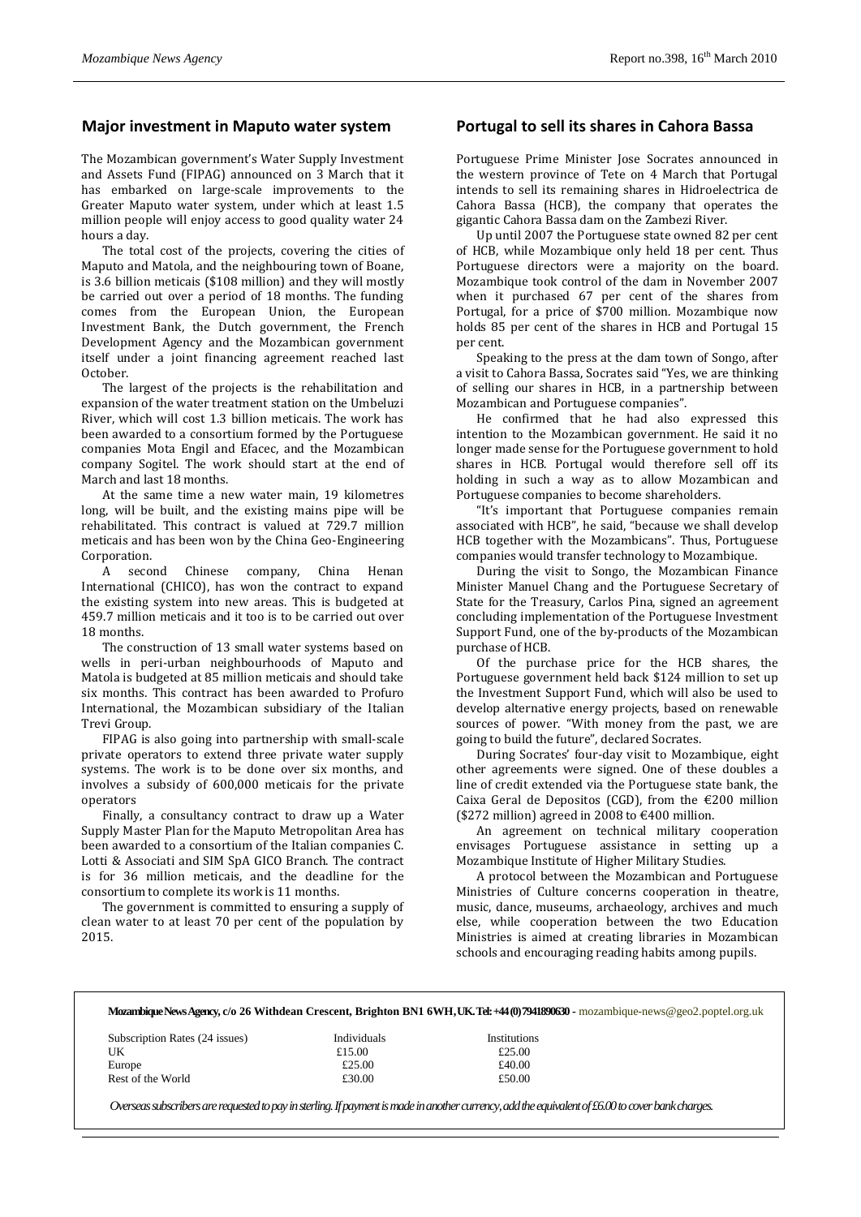## Major investment in Maputo water system

The Mozambican government's Water Supply Investment and Assets Fund (FIPAG) announced on 3 March that it has embarked on large-scale improvements to the Greater Maputo water system, under which at least 1.5 million people will enjoy access to good quality water 24 hours a day.

The total cost of the projects, covering the cities of Maputo and Matola, and the neighbouring town of Boane, is 3.6 billion meticais ($108 million) and they will mostly be carried out over a period of 18 months. The funding comes from the European Union, the European Investment Bank, the Dutch government, the French Development Agency and the Mozambican government itself under a joint financing agreement reached last October.

The largest of the projects is the rehabilitation and expansion of the water treatment station on the Umbeluzi River, which will cost 1.3 billion meticais. The work has been awarded to a consortium formed by the Portuguese companies Mota Engil and Efacec, and the Mozambican company Sogitel. The work should start at the end of March and last 18 months.

At the same time a new water main, 19 kilometres long, will be built, and the existing mains pipe will be rehabilitated. This contract is valued at 729.7 million meticais and has been won by the China Geo-Engineering Corporation.

A second Chinese company, China Henan International (CHICO), has won the contract to expand the existing system into new areas. This is budgeted at 459.7 million meticais and it too is to be carried out over 18 months.

The construction of 13 small water systems based on wells in peri-urban neighbourhoods of Maputo and Matola is budgeted at 85 million meticais and should take six months. This contract has been awarded to Profuro International, the Mozambican subsidiary of the Italian Trevi Group.

FIPAG is also going into partnership with small-scale private operators to extend three private water supply systems. The work is to be done over six months, and involves a subsidy of 600,000 meticais for the private operators

Finally, a consultancy contract to draw up a Water Supply Master Plan for the Maputo Metropolitan Area has been awarded to a consortium of the Italian companies C. Lotti & Associati and SIM SpA GICO Branch. The contract is for 36 million meticais, and the deadline for the consortium to complete its work is 11 months.

The government is committed to ensuring a supply of clean water to at least 70 per cent of the population by 2015.

## Portugal to sell its shares in Cahora Bassa

Portuguese Prime Minister Jose Socrates announced in the western province of Tete on 4 March that Portugal intends to sell its remaining shares in Hidroelectrica de Cahora Bassa (HCB), the company that operates the gigantic Cahora Bassa dam on the Zambezi River.

Up until 2007 the Portuguese state owned 82 per cent of HCB, while Mozambique only held 18 per cent. Thus Portuguese directors were a majority on the board. Mozambique took control of the dam in November 2007 when it purchased 67 per cent of the shares from Portugal, for a price of $700 million. Mozambique now holds 85 per cent of the shares in HCB and Portugal 15 per cent.

Speaking to the press at the dam town of Songo, after a visit to Cahora Bassa, Socrates said "Yes, we are thinking of selling our shares in HCB, in a partnership between Mozambican and Portuguese companies".

He confirmed that he had also expressed this intention to the Mozambican government. He said it no longer made sense for the Portuguese government to hold shares in HCB. Portugal would therefore sell off its holding in such a way as to allow Mozambican and Portuguese companies to become shareholders.

"It's important that Portuguese companies remain associated with HCB", he said, "because we shall develop HCB together with the Mozambicans". Thus, Portuguese companies would transfer technology to Mozambique.

During the visit to Songo, the Mozambican Finance Minister Manuel Chang and the Portuguese Secretary of State for the Treasury, Carlos Pina, signed an agreement concluding implementation of the Portuguese Investment Support Fund, one of the by-products of the Mozambican purchase of HCB.

Of the purchase price for the HCB shares, the Portuguese government held back $124 million to set up the Investment Support Fund, which will also be used to develop alternative energy projects, based on renewable sources of power. "With money from the past, we are going to build the future", declared Socrates.

During Socrates' four-day visit to Mozambique, eight other agreements were signed. One of these doubles a line of credit extended via the Portuguese state bank, the Caixa Geral de Depositos (CGD), from the €200 million ($272 million) agreed in 2008 to €400 million.

An agreement on technical military cooperation envisages Portuguese assistance in setting up a Mozambique Institute of Higher Military Studies.

A protocol between the Mozambican and Portuguese Ministries of Culture concerns cooperation in theatre, music, dance, museums, archaeology, archives and much else, while cooperation between the two Education Ministries is aimed at creating libraries in Mozambican schools and encouraging reading habits among pupils.

---

**Mozambique News Agency, c/o 26 Withdean Crescent, Brighton BN1 6WH, UK. Tel: +44 (0) 7941890630 -** mozambique-news@geo2.poptel.org.uk

| Subscription Rates (24 issues) | Individuals | Institutions |
|---|---|---|
| UK | £15.00 | £25.00 |
| Europe | £25.00 | £40.00 |
| Rest of the World | £30.00 | £50.00 |

*Overseas subscribers are requested to pay in sterling. If payment is made in another currency, add the equivalent of £6.00 to cover bank charges.*